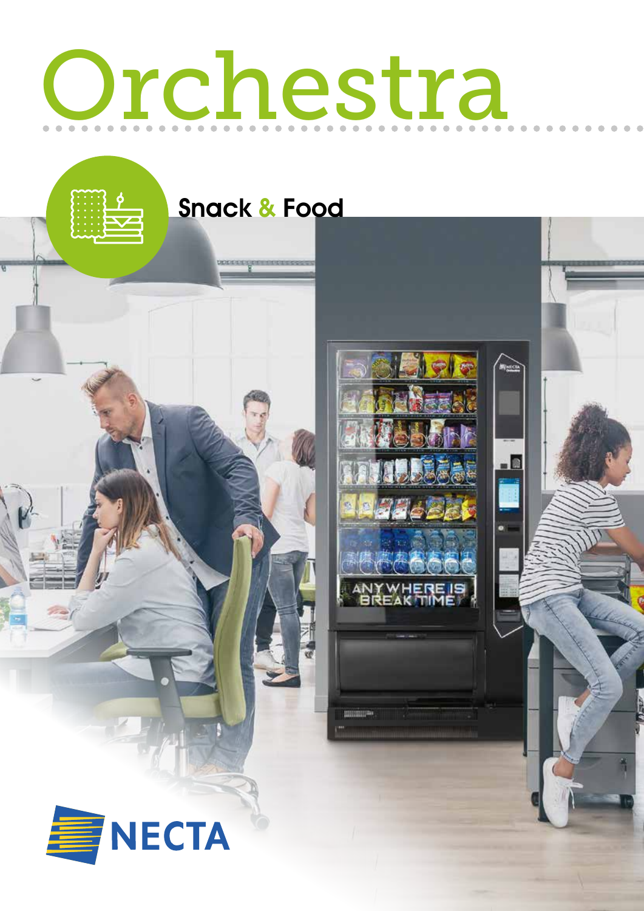# Orchestra

## Snack & Food

NECTA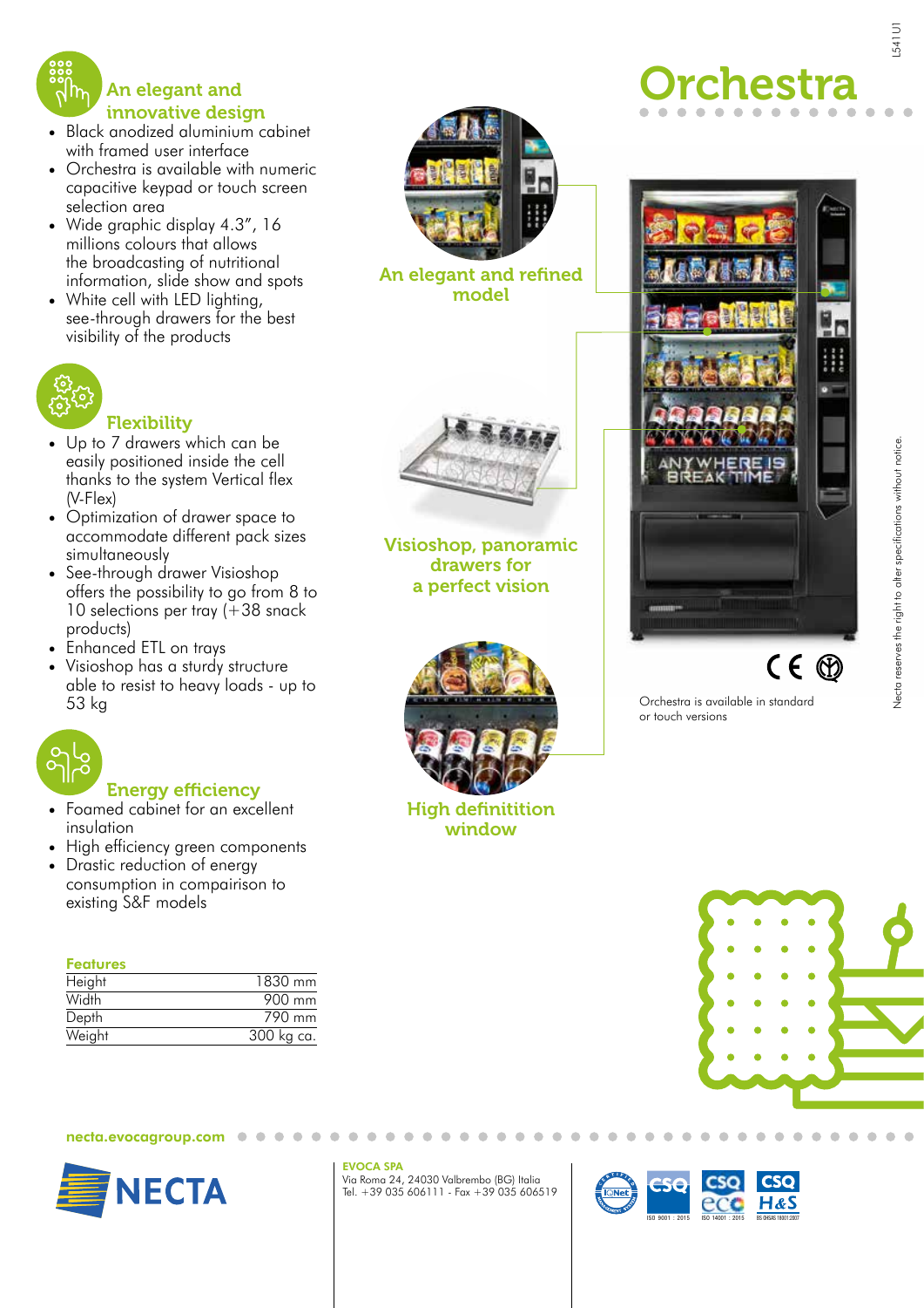# Orchestra

## An elegant and innovative design

- Black anodized aluminium cabinet with framed user interface
- Orchestra is available with numeric capacitive keypad or touch screen selection area
- Wide graphic display 4.3", 16 millions colours that allows the broadcasting of nutritional information, slide show and spots
- White cell with LED lighting, see-through drawers for the best visibility of the products

## Flexibility

- Up to 7 drawers which can be easily positioned inside the cell thanks to the system Vertical flex (V-Flex)
- Optimization of drawer space to accommodate different pack sizes simultaneously
- See-through drawer Visioshop offers the possibility to go from 8 to 10 selections per tray (+38 snack products)
- Enhanced ETL on trays
- Visioshop has a sturdy structure able to resist to heavy loads - up to 53 kg

## Energy efficiency

- Foamed cabinet for an excellent insulation
- High efficiency green components
- Drastic reduction of energy consumption in compairison to existing S&F models

**An elegant and refined model**

**Visioshop, panoramic drawers for a perfect vision**

**High definitition window**

ANYWHERE IS BREAK TIME

Orchestra is available in standard or touch versions

### Features

| | |
|---|---|
| Height | 1830 mm |
| Width | 900 mm |
| Depth | 790 mm |
| Weight | 300 kg ca. |

Necta reserves the right to alter specifications without notice.

L541U1

necta.evocagroup.com

NECTA

**EVOCA SPA**
Via Roma 24, 24030 Valbrembo (BG) Italia
Tel. +39 035 606111 - Fax +39 035 606519

ISO 9001 : 2015 — ISO 14001 : 2015 — BS OHSAS 18001:2007